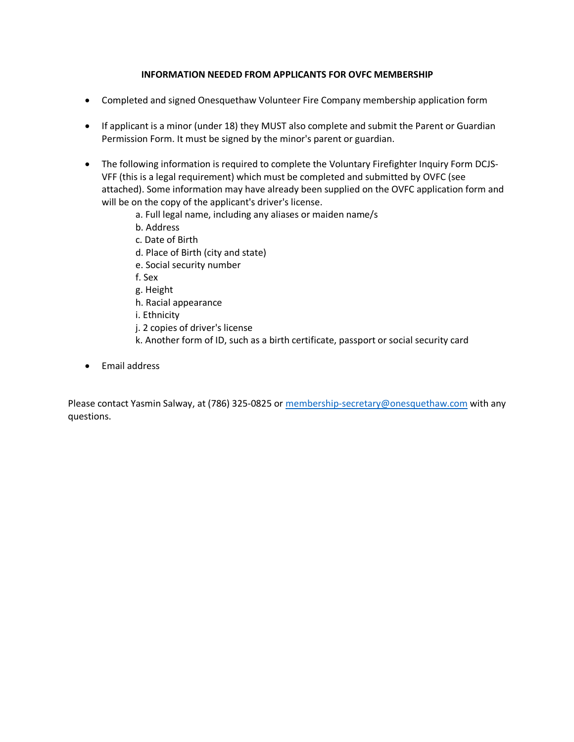**INFORMATION NEEDED FROM APPLICANTS FOR OVFC MEMBERSHIP**

- Completed and signed Onesquethaw Volunteer Fire Company membership application form

- If applicant is a minor (under 18) they MUST also complete and submit the Parent or Guardian Permission Form. It must be signed by the minor's parent or guardian.

- The following information is required to complete the Voluntary Firefighter Inquiry Form DCJS-VFF (this is a legal requirement) which must be completed and submitted by OVFC (see attached). Some information may have already been supplied on the OVFC application form and will be on the copy of the applicant's driver's license.
    a. Full legal name, including any aliases or maiden name/s
    b. Address
    c. Date of Birth
    d. Place of Birth (city and state)
    e. Social security number
    f. Sex
    g. Height
    h. Racial appearance
    i. Ethnicity
    j. 2 copies of driver's license
    k. Another form of ID, such as a birth certificate, passport or social security card

- Email address

Please contact Yasmin Salway, at (786) 325-0825 or membership-secretary@onesquethaw.com with any questions.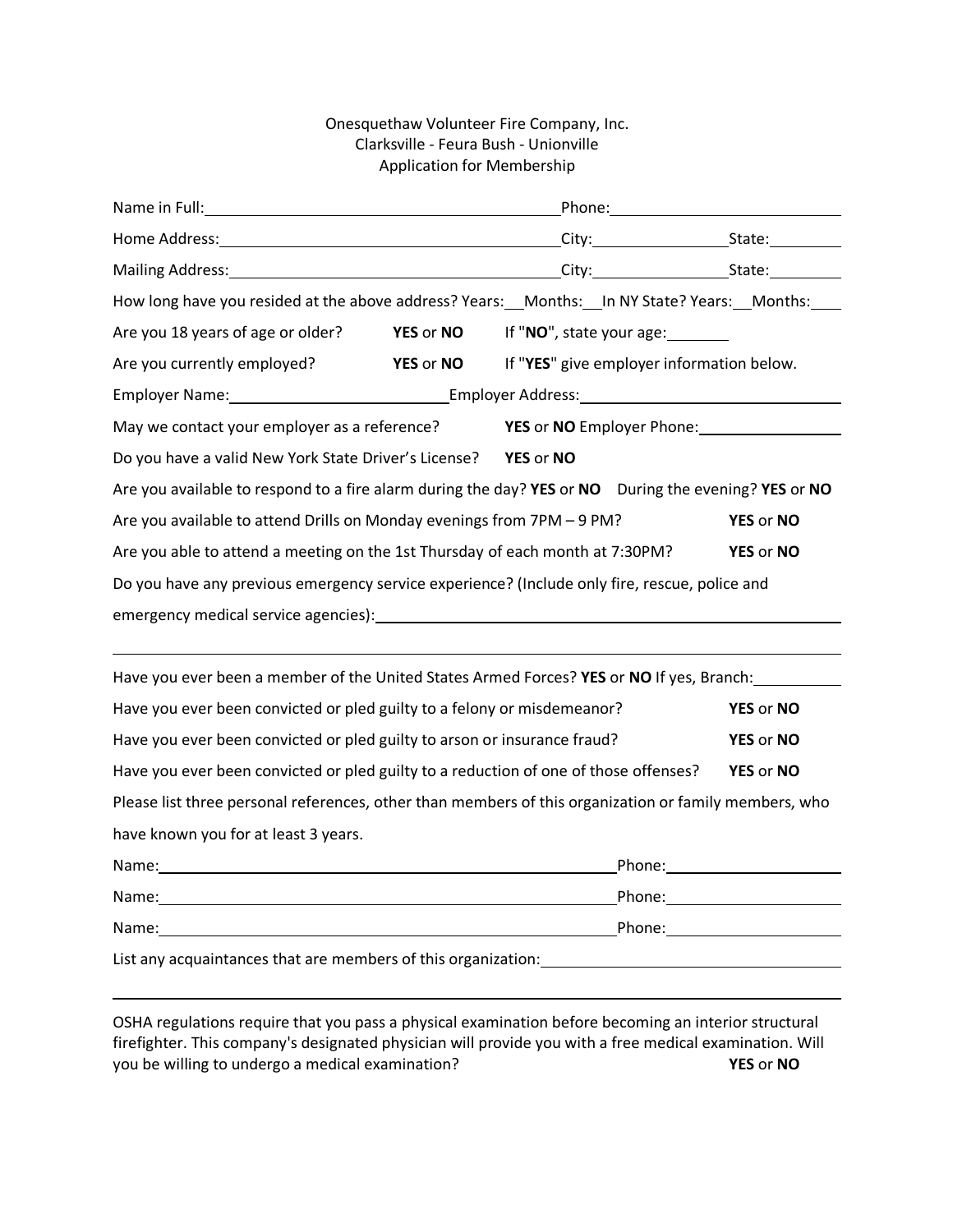Onesquethaw Volunteer Fire Company, Inc.
Clarksville - Feura Bush - Unionville
Application for Membership

Name in Full: ______________________________ Phone: ____________________

Home Address: ______________________________ City: ______________ State: ________

Mailing Address: ______________________________ City: ______________ State: ________

How long have you resided at the above address? Years: __ Months: __ In NY State? Years: __ Months: ___

Are you 18 years of age or older? **YES** or **NO** If "**NO**", state your age: ______

Are you currently employed? **YES** or **NO** If "**YES**" give employer information below.

Employer Name: ____________________ Employer Address: ________________________

May we contact your employer as a reference? **YES** or **NO** Employer Phone: ______________

Do you have a valid New York State Driver's License? **YES** or **NO**

Are you available to respond to a fire alarm during the day? **YES** or **NO** During the evening? **YES** or **NO**

Are you available to attend Drills on Monday evenings from 7PM – 9 PM? **YES** or **NO**

Are you able to attend a meeting on the 1st Thursday of each month at 7:30PM? **YES** or **NO**

Do you have any previous emergency service experience? (Include only fire, rescue, police and emergency medical service agencies): ____________________________________________

______________________________________________________________________________

Have you ever been a member of the United States Armed Forces? **YES** or **NO** If yes, Branch: ________

Have you ever been convicted or pled guilty to a felony or misdemeanor? **YES** or **NO**

Have you ever been convicted or pled guilty to arson or insurance fraud? **YES** or **NO**

Have you ever been convicted or pled guilty to a reduction of one of those offenses? **YES** or **NO**

Please list three personal references, other than members of this organization or family members, who have known you for at least 3 years.

Name: ____________________________________________ Phone: __________________

Name: ____________________________________________ Phone: __________________

Name: ____________________________________________ Phone: __________________

List any acquaintances that are members of this organization: ______________________________

______________________________________________________________________________

OSHA regulations require that you pass a physical examination before becoming an interior structural firefighter. This company's designated physician will provide you with a free medical examination. Will you be willing to undergo a medical examination? **YES** or **NO**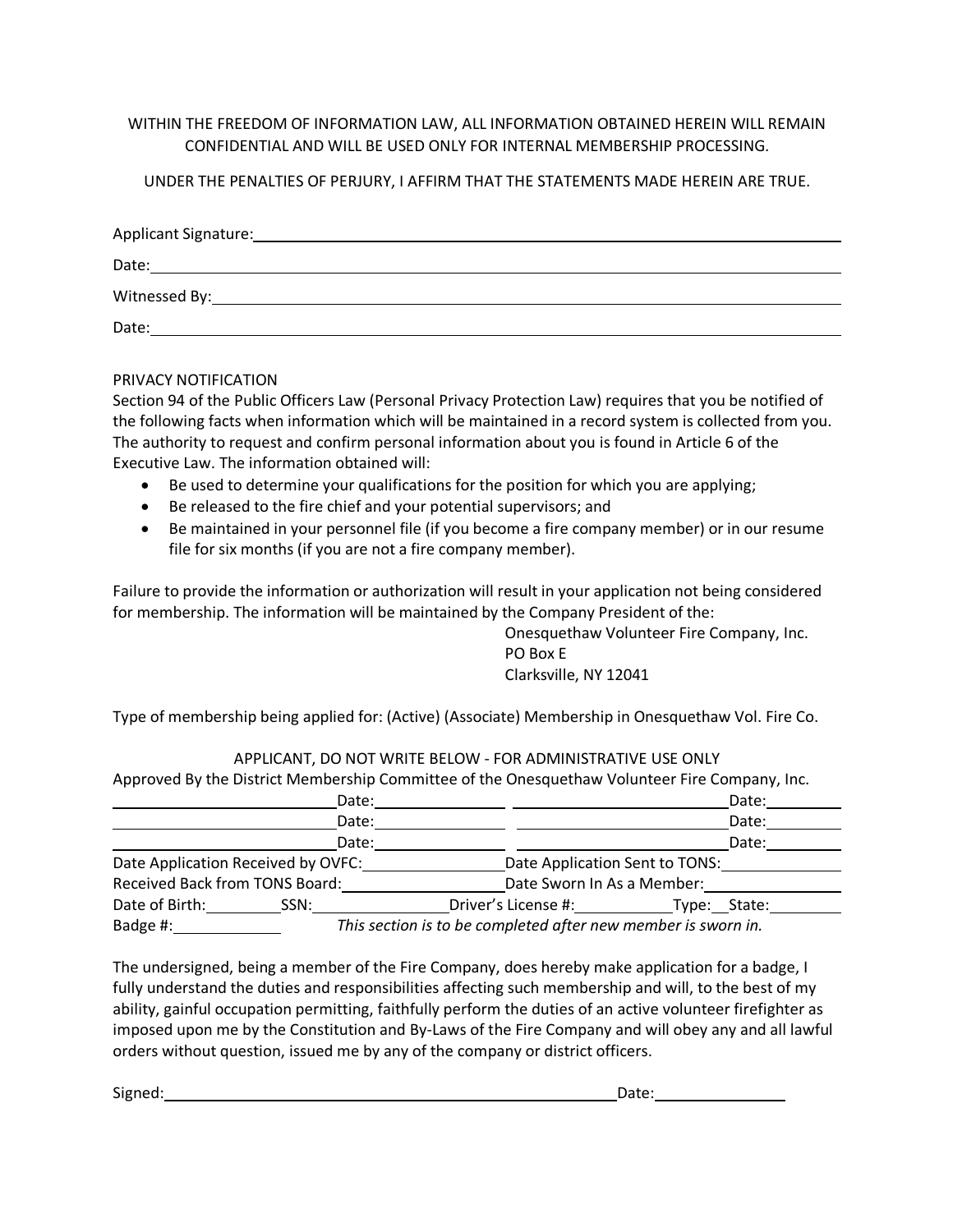WITHIN THE FREEDOM OF INFORMATION LAW, ALL INFORMATION OBTAINED HEREIN WILL REMAIN CONFIDENTIAL AND WILL BE USED ONLY FOR INTERNAL MEMBERSHIP PROCESSING.

UNDER THE PENALTIES OF PERJURY, I AFFIRM THAT THE STATEMENTS MADE HEREIN ARE TRUE.

Applicant Signature: ____________________________________________

Date: ____________________________________________

Witnessed By: ____________________________________________

Date: ____________________________________________

PRIVACY NOTIFICATION

Section 94 of the Public Officers Law (Personal Privacy Protection Law) requires that you be notified of the following facts when information which will be maintained in a record system is collected from you. The authority to request and confirm personal information about you is found in Article 6 of the Executive Law. The information obtained will:

- Be used to determine your qualifications for the position for which you are applying;
- Be released to the fire chief and your potential supervisors; and
- Be maintained in your personnel file (if you become a fire company member) or in our resume file for six months (if you are not a fire company member).

Failure to provide the information or authorization will result in your application not being considered for membership. The information will be maintained by the Company President of the:

Onesquethaw Volunteer Fire Company, Inc.
PO Box E
Clarksville, NY 12041

Type of membership being applied for: (Active) (Associate) Membership in Onesquethaw Vol. Fire Co.

APPLICANT, DO NOT WRITE BELOW - FOR ADMINISTRATIVE USE ONLY

Approved By the District Membership Committee of the Onesquethaw Volunteer Fire Company, Inc.

| | | | |
|---|---|---|---|
| ____________ | Date: ________ | ____________ | Date: ________ |
| ____________ | Date: ________ | ____________ | Date: ________ |
| ____________ | Date: ________ | ____________ | Date: ________ |

Date Application Received by OVFC: ____________ Date Application Sent to TONS: ____________

Received Back from TONS Board: ____________ Date Sworn In As a Member: ____________

Date of Birth: ________ SSN: ____________ Driver's License #: ________ Type: ____ State: ________

Badge #: ________ *This section is to be completed after new member is sworn in.*

The undersigned, being a member of the Fire Company, does hereby make application for a badge, I fully understand the duties and responsibilities affecting such membership and will, to the best of my ability, gainful occupation permitting, faithfully perform the duties of an active volunteer firefighter as imposed upon me by the Constitution and By-Laws of the Fire Company and will obey any and all lawful orders without question, issued me by any of the company or district officers.

Signed: ____________________________________________ Date: ____________